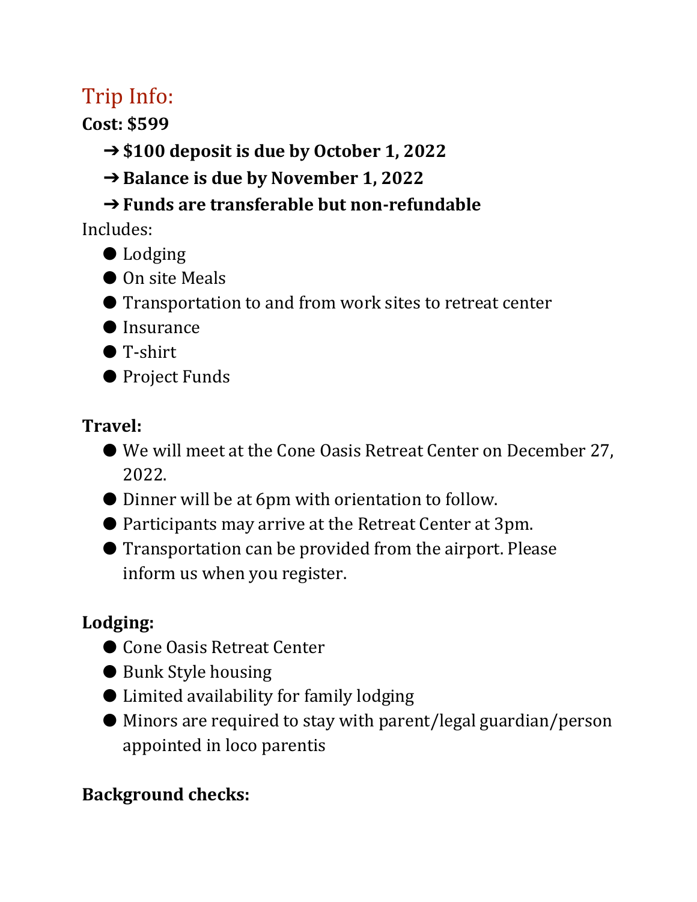## Trip Info:

**Cost: $599**

- ➔ **$100 deposit is due by October 1, 2022**
- ➔ **Balance is due by November 1, 2022**
- ➔ **Funds are transferable but non-refundable**

Includes:

- Lodging
- On site Meals
- Transportation to and from work sites to retreat center
- Insurance
- T-shirt
- Project Funds

**Travel:**

- We will meet at the Cone Oasis Retreat Center on December 27, 2022.
- Dinner will be at 6pm with orientation to follow.
- Participants may arrive at the Retreat Center at 3pm.
- Transportation can be provided from the airport. Please inform us when you register.

**Lodging:**

- Cone Oasis Retreat Center
- Bunk Style housing
- Limited availability for family lodging
- Minors are required to stay with parent/legal guardian/person appointed in loco parentis

**Background checks:**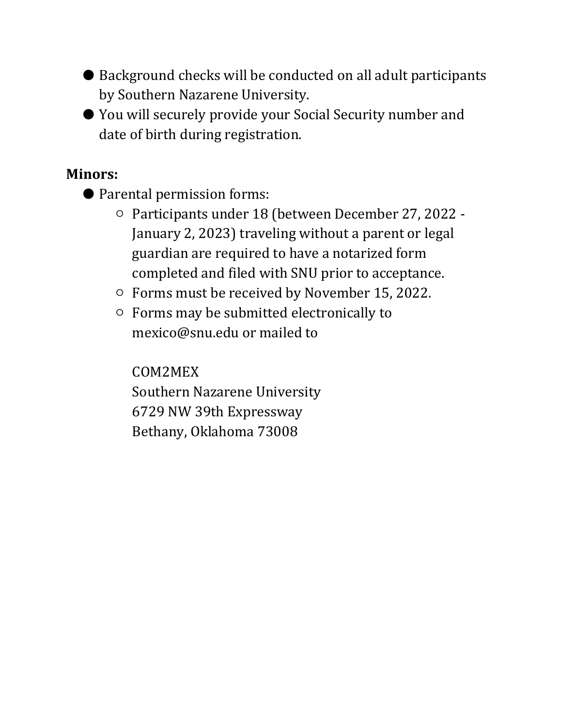- Background checks will be conducted on all adult participants by Southern Nazarene University.
- You will securely provide your Social Security number and date of birth during registration.

**Minors:**

- Parental permission forms:
  - Participants under 18 (between December 27, 2022 - January 2, 2023) traveling without a parent or legal guardian are required to have a notarized form completed and filed with SNU prior to acceptance.
  - Forms must be received by November 15, 2022.
  - Forms may be submitted electronically to mexico@snu.edu or mailed to

    COM2MEX
    Southern Nazarene University
    6729 NW 39th Expressway
    Bethany, Oklahoma 73008